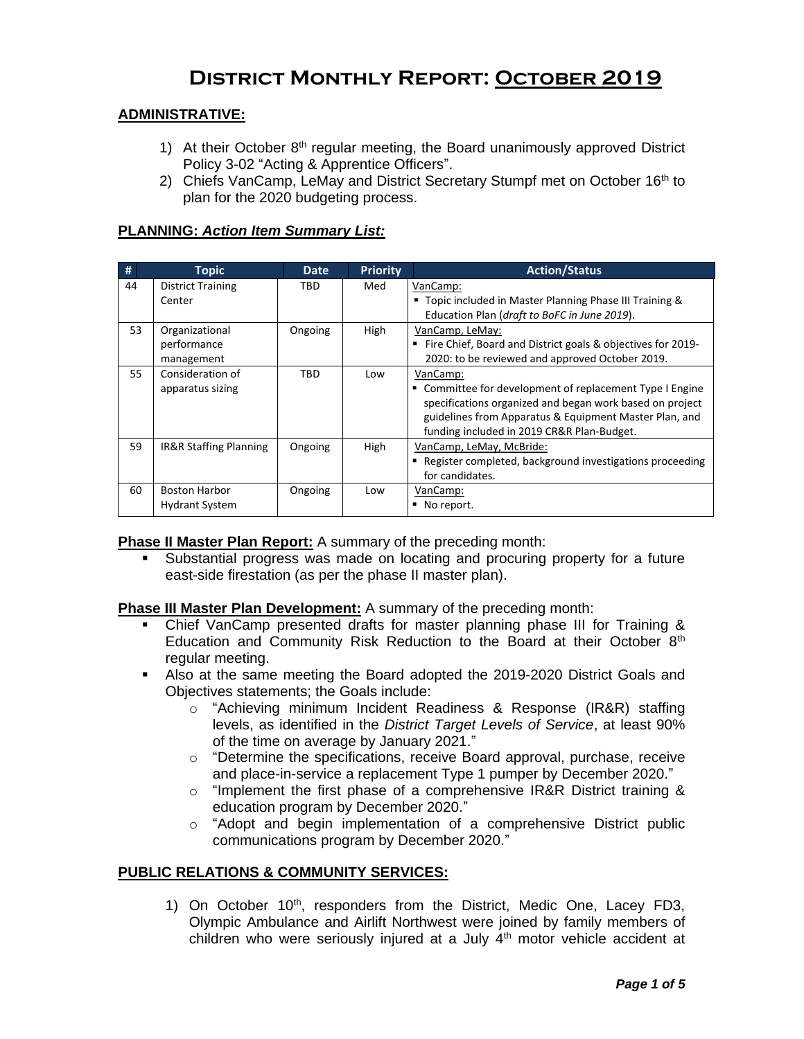# District Monthly Report: October 2019

## ADMINISTRATIVE:

1) At their October 8th regular meeting, the Board unanimously approved District Policy 3-02 "Acting & Apprentice Officers".
2) Chiefs VanCamp, LeMay and District Secretary Stumpf met on October 16th to plan for the 2020 budgeting process.

## PLANNING: *Action Item Summary List:*

| # | Topic | Date | Priority | Action/Status |
|---|---|---|---|---|
| 44 | District Training Center | TBD | Med | VanCamp:<br>▪ Topic included in Master Planning Phase III Training & Education Plan (*draft to BoFC in June 2019*). |
| 53 | Organizational performance management | Ongoing | High | VanCamp, LeMay:<br>▪ Fire Chief, Board and District goals & objectives for 2019-2020: to be reviewed and approved October 2019. |
| 55 | Consideration of apparatus sizing | TBD | Low | VanCamp:<br>▪ Committee for development of replacement Type I Engine specifications organized and began work based on project guidelines from Apparatus & Equipment Master Plan, and funding included in 2019 CR&R Plan-Budget. |
| 59 | IR&R Staffing Planning | Ongoing | High | VanCamp, LeMay, McBride:<br>▪ Register completed, background investigations proceeding for candidates. |
| 60 | Boston Harbor Hydrant System | Ongoing | Low | VanCamp:<br>▪ No report. |

**Phase II Master Plan Report:** A summary of the preceding month:

- Substantial progress was made on locating and procuring property for a future east-side firestation (as per the phase II master plan).

**Phase III Master Plan Development:** A summary of the preceding month:

- Chief VanCamp presented drafts for master planning phase III for Training & Education and Community Risk Reduction to the Board at their October 8th regular meeting.
- Also at the same meeting the Board adopted the 2019-2020 District Goals and Objectives statements; the Goals include:
  - "Achieving minimum Incident Readiness & Response (IR&R) staffing levels, as identified in the *District Target Levels of Service*, at least 90% of the time on average by January 2021."
  - "Determine the specifications, receive Board approval, purchase, receive and place-in-service a replacement Type 1 pumper by December 2020."
  - "Implement the first phase of a comprehensive IR&R District training & education program by December 2020."
  - "Adopt and begin implementation of a comprehensive District public communications program by December 2020."

## PUBLIC RELATIONS & COMMUNITY SERVICES:

1) On October 10th, responders from the District, Medic One, Lacey FD3, Olympic Ambulance and Airlift Northwest were joined by family members of children who were seriously injured at a July 4th motor vehicle accident at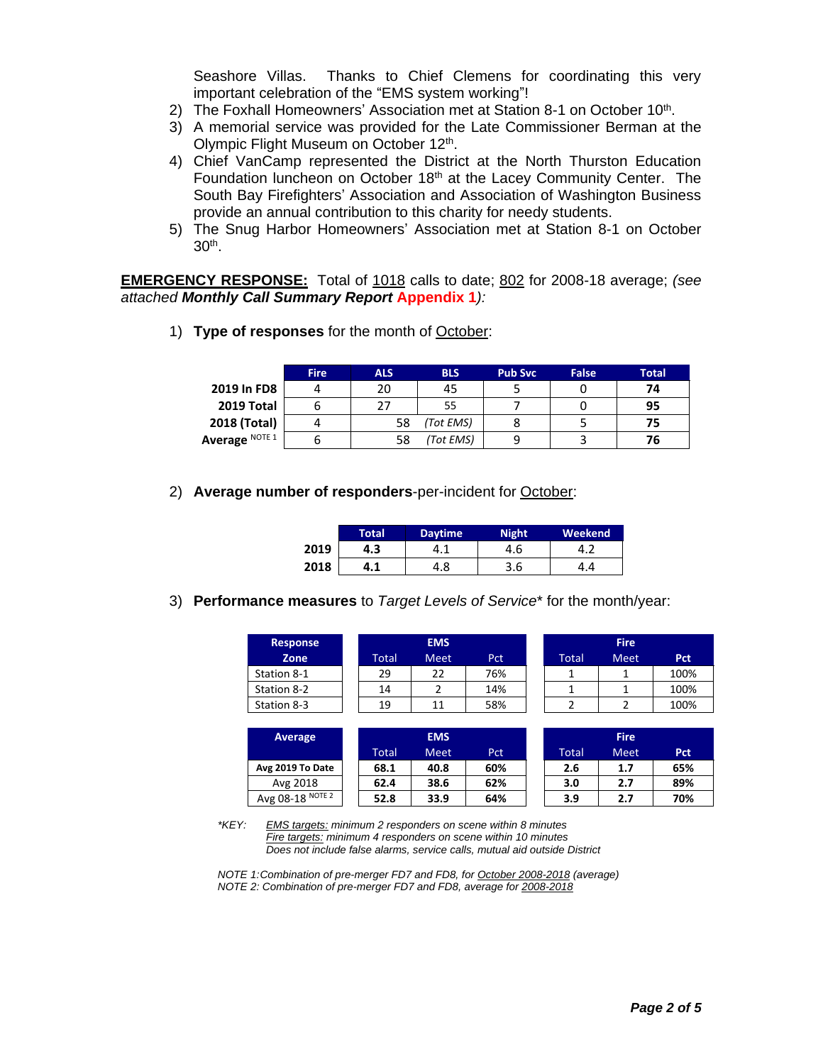Seashore Villas. Thanks to Chief Clemens for coordinating this very important celebration of the "EMS system working"!

2) The Foxhall Homeowners' Association met at Station 8-1 on October 10th.
3) A memorial service was provided for the Late Commissioner Berman at the Olympic Flight Museum on October 12th.
4) Chief VanCamp represented the District at the North Thurston Education Foundation luncheon on October 18th at the Lacey Community Center. The South Bay Firefighters' Association and Association of Washington Business provide an annual contribution to this charity for needy students.
5) The Snug Harbor Homeowners' Association met at Station 8-1 on October 30th.

**EMERGENCY RESPONSE:** Total of 1018 calls to date; 802 for 2008-18 average; *(see attached **Monthly Call Summary Report** Appendix 1):*

1) **Type of responses** for the month of October:

| | Fire | ALS | BLS | Pub Svc | False | Total |
|---|---|---|---|---|---|---|
| **2019 In FD8** | 4 | 20 | 45 | 5 | 0 | **74** |
| **2019 Total** | 6 | 27 | 55 | 7 | 0 | **95** |
| **2018 (Total)** | 4 | 58 | *(Tot EMS)* | 8 | 5 | **75** |
| **Average** NOTE 1 | 6 | 58 | *(Tot EMS)* | 9 | 3 | **76** |

2) **Average number of responders**-per-incident for October:

| | Total | Daytime | Night | Weekend |
|---|---|---|---|---|
| **2019** | **4.3** | 4.1 | 4.6 | 4.2 |
| **2018** | **4.1** | 4.8 | 3.6 | 4.4 |

3) **Performance measures** to *Target Levels of Service*\* for the month/year:

| Response Zone | EMS Total | EMS Meet | EMS Pct | Fire Total | Fire Meet | Fire Pct |
|---|---|---|---|---|---|---|
| Station 8-1 | 29 | 22 | 76% | 1 | 1 | 100% |
| Station 8-2 | 14 | 2 | 14% | 1 | 1 | 100% |
| Station 8-3 | 19 | 11 | 58% | 2 | 2 | 100% |

| Average | EMS Total | EMS Meet | EMS Pct | Fire Total | Fire Meet | Fire Pct |
|---|---|---|---|---|---|---|
| **Avg 2019 To Date** | **68.1** | **40.8** | **60%** | **2.6** | **1.7** | **65%** |
| Avg 2018 | **62.4** | **38.6** | **62%** | **3.0** | **2.7** | **89%** |
| Avg 08-18 NOTE 2 | **52.8** | **33.9** | **64%** | **3.9** | **2.7** | **70%** |

*\*KEY: EMS targets: minimum 2 responders on scene within 8 minutes*
*Fire targets: minimum 4 responders on scene within 10 minutes*
*Does not include false alarms, service calls, mutual aid outside District*

*NOTE 1: Combination of pre-merger FD7 and FD8, for October 2008-2018 (average)*
*NOTE 2: Combination of pre-merger FD7 and FD8, average for 2008-2018*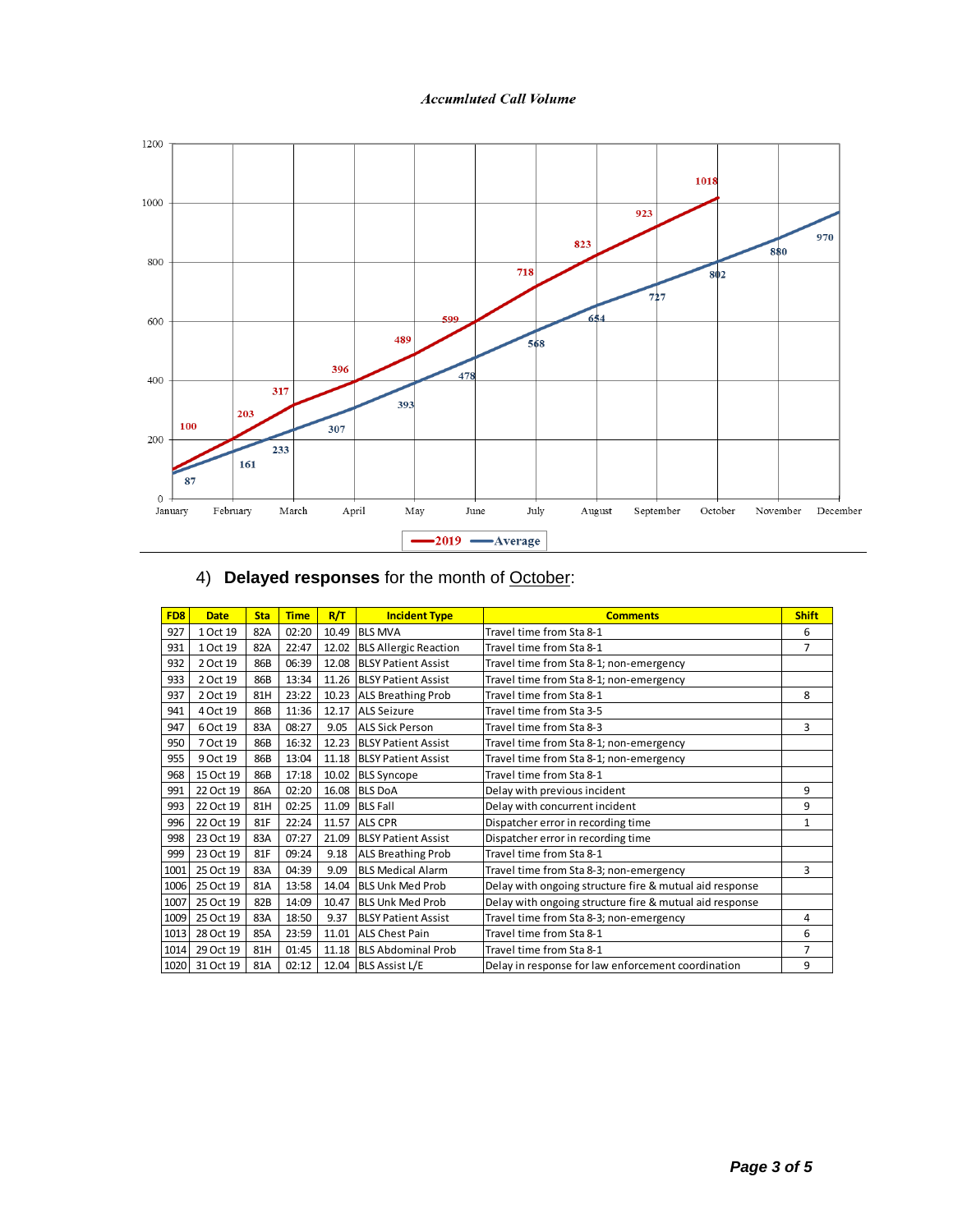*Accumluted Call Volume*

| Month | 2019 | Average |
|---|---|---|
| January | 100 | 87 |
| February | 203 | 161 |
| March | 317 | 233 |
| April | 396 | 307 |
| May | 489 | 393 |
| June | 599 | 478 |
| July | 718 | 568 |
| August | 823 | 654 |
| September | 923 | 727 |
| October | 1018 | 802 |
| November | | 880 |
| December | | 970 |

4) **Delayed responses** for the month of October:

| FD8 | Date | Sta | Time | R/T | Incident Type | Comments | Shift |
|---|---|---|---|---|---|---|---|
| 927 | 1 Oct 19 | 82A | 02:20 | 10.49 | BLS MVA | Travel time from Sta 8-1 | 6 |
| 931 | 1 Oct 19 | 82A | 22:47 | 12.02 | BLS Allergic Reaction | Travel time from Sta 8-1 | 7 |
| 932 | 2 Oct 19 | 86B | 06:39 | 12.08 | BLSY Patient Assist | Travel time from Sta 8-1; non-emergency | |
| 933 | 2 Oct 19 | 86B | 13:34 | 11.26 | BLSY Patient Assist | Travel time from Sta 8-1; non-emergency | |
| 937 | 2 Oct 19 | 81H | 23:22 | 10.23 | ALS Breathing Prob | Travel time from Sta 8-1 | 8 |
| 941 | 4 Oct 19 | 86B | 11:36 | 12.17 | ALS Seizure | Travel time from Sta 3-5 | |
| 947 | 6 Oct 19 | 83A | 08:27 | 9.05 | ALS Sick Person | Travel time from Sta 8-3 | 3 |
| 950 | 7 Oct 19 | 86B | 16:32 | 12.23 | BLSY Patient Assist | Travel time from Sta 8-1; non-emergency | |
| 955 | 9 Oct 19 | 86B | 13:04 | 11.18 | BLSY Patient Assist | Travel time from Sta 8-1; non-emergency | |
| 968 | 15 Oct 19 | 86B | 17:18 | 10.02 | BLS Syncope | Travel time from Sta 8-1 | |
| 991 | 22 Oct 19 | 86A | 02:20 | 16.08 | BLS DoA | Delay with previous incident | 9 |
| 993 | 22 Oct 19 | 81H | 02:25 | 11.09 | BLS Fall | Delay with concurrent incident | 9 |
| 996 | 22 Oct 19 | 81F | 22:24 | 11.57 | ALS CPR | Dispatcher error in recording time | 1 |
| 998 | 23 Oct 19 | 83A | 07:27 | 21.09 | BLSY Patient Assist | Dispatcher error in recording time | |
| 999 | 23 Oct 19 | 81F | 09:24 | 9.18 | ALS Breathing Prob | Travel time from Sta 8-1 | |
| 1001 | 25 Oct 19 | 83A | 04:39 | 9.09 | BLS Medical Alarm | Travel time from Sta 8-3; non-emergency | 3 |
| 1006 | 25 Oct 19 | 81A | 13:58 | 14.04 | BLS Unk Med Prob | Delay with ongoing structure fire & mutual aid response | |
| 1007 | 25 Oct 19 | 82B | 14:09 | 10.47 | BLS Unk Med Prob | Delay with ongoing structure fire & mutual aid response | |
| 1009 | 25 Oct 19 | 83A | 18:50 | 9.37 | BLSY Patient Assist | Travel time from Sta 8-3; non-emergency | 4 |
| 1013 | 28 Oct 19 | 85A | 23:59 | 11.01 | ALS Chest Pain | Travel time from Sta 8-1 | 6 |
| 1014 | 29 Oct 19 | 81H | 01:45 | 11.18 | BLS Abdominal Prob | Travel time from Sta 8-1 | 7 |
| 1020 | 31 Oct 19 | 81A | 02:12 | 12.04 | BLS Assist L/E | Delay in response for law enforcement coordination | 9 |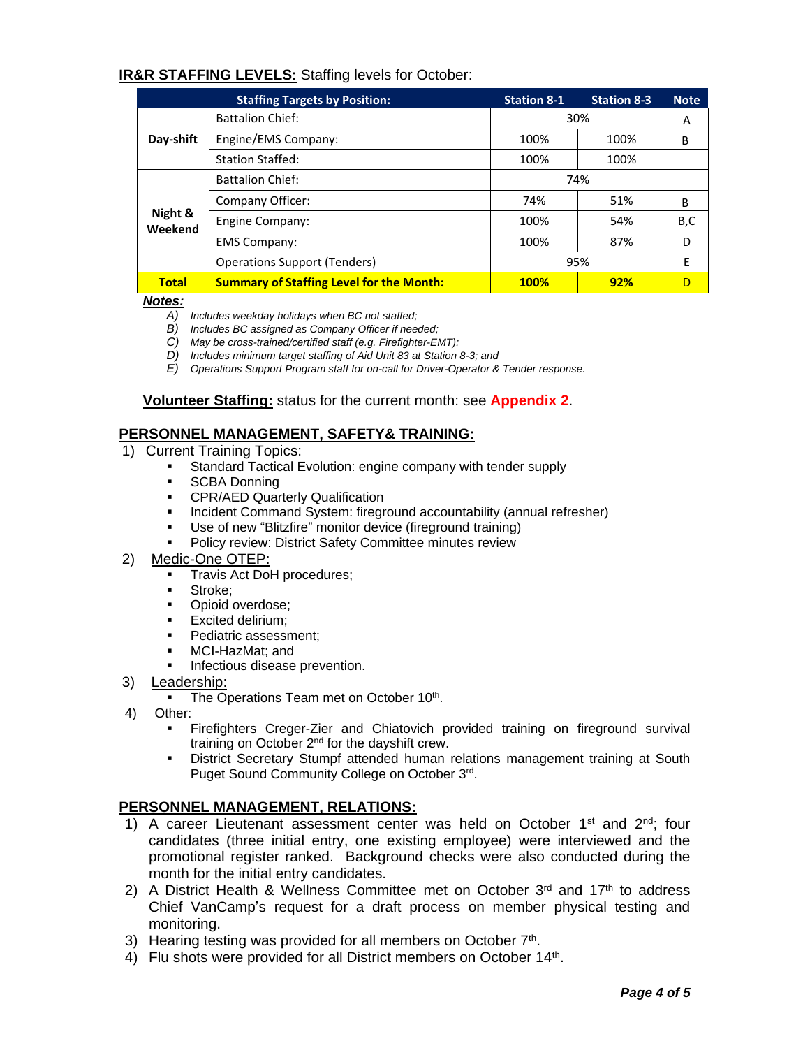**IR&R STAFFING LEVELS:** Staffing levels for October:

| | Staffing Targets by Position: | Station 8-1 | Station 8-3 | Note |
|---|---|---|---|---|
| Day-shift | Battalion Chief: | 30% | | A |
| | Engine/EMS Company: | 100% | 100% | B |
| | Station Staffed: | 100% | 100% | |
| Night & Weekend | Battalion Chief: | 74% | | |
| | Company Officer: | 74% | 51% | B |
| | Engine Company: | 100% | 54% | B,C |
| | EMS Company: | 100% | 87% | D |
| | Operations Support (Tenders) | 95% | | E |
| **Total** | **Summary of Staffing Level for the Month:** | **100%** | **92%** | D |

***Notes:***

*A) Includes weekday holidays when BC not staffed;*
*B) Includes BC assigned as Company Officer if needed;*
*C) May be cross-trained/certified staff (e.g. Firefighter-EMT);*
*D) Includes minimum target staffing of Aid Unit 83 at Station 8-3; and*
*E) Operations Support Program staff for on-call for Driver-Operator & Tender response.*

**Volunteer Staffing:** status for the current month: see **Appendix 2**.

## PERSONNEL MANAGEMENT, SAFETY& TRAINING:

1) Current Training Topics:
   - Standard Tactical Evolution: engine company with tender supply
   - SCBA Donning
   - CPR/AED Quarterly Qualification
   - Incident Command System: fireground accountability (annual refresher)
   - Use of new "Blitzfire" monitor device (fireground training)
   - Policy review: District Safety Committee minutes review
2) Medic-One OTEP:
   - Travis Act DoH procedures;
   - Stroke;
   - Opioid overdose;
   - Excited delirium;
   - Pediatric assessment;
   - MCI-HazMat; and
   - Infectious disease prevention.
3) Leadership:
   - The Operations Team met on October 10th.
4) Other:
   - Firefighters Creger-Zier and Chiatovich provided training on fireground survival training on October 2nd for the dayshift crew.
   - District Secretary Stumpf attended human relations management training at South Puget Sound Community College on October 3rd.

## PERSONNEL MANAGEMENT, RELATIONS:

1) A career Lieutenant assessment center was held on October 1st and 2nd; four candidates (three initial entry, one existing employee) were interviewed and the promotional register ranked. Background checks were also conducted during the month for the initial entry candidates.
2) A District Health & Wellness Committee met on October 3rd and 17th to address Chief VanCamp's request for a draft process on member physical testing and monitoring.
3) Hearing testing was provided for all members on October 7th.
4) Flu shots were provided for all District members on October 14th.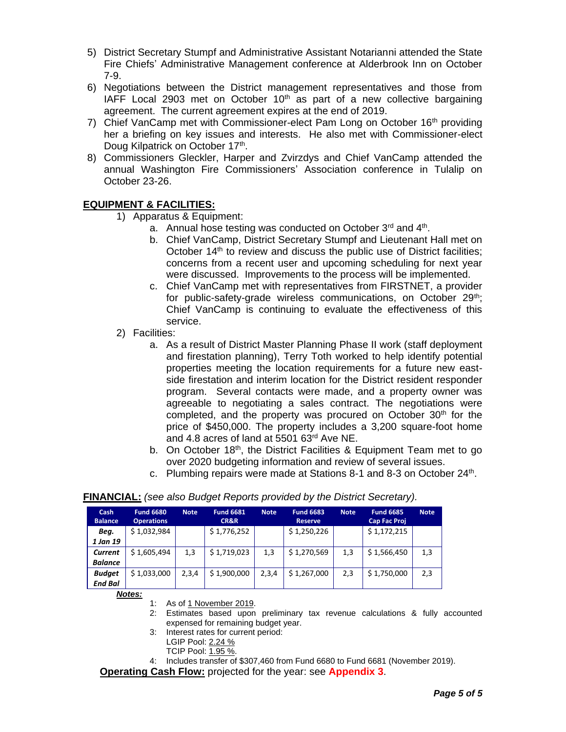5) District Secretary Stumpf and Administrative Assistant Notarianni attended the State Fire Chiefs' Administrative Management conference at Alderbrook Inn on October 7-9.
6) Negotiations between the District management representatives and those from IAFF Local 2903 met on October 10th as part of a new collective bargaining agreement. The current agreement expires at the end of 2019.
7) Chief VanCamp met with Commissioner-elect Pam Long on October 16th providing her a briefing on key issues and interests. He also met with Commissioner-elect Doug Kilpatrick on October 17th.
8) Commissioners Gleckler, Harper and Zvirzdys and Chief VanCamp attended the annual Washington Fire Commissioners' Association conference in Tulalip on October 23-26.

## EQUIPMENT & FACILITIES:

1) Apparatus & Equipment:
   a. Annual hose testing was conducted on October 3rd and 4th.
   b. Chief VanCamp, District Secretary Stumpf and Lieutenant Hall met on October 14th to review and discuss the public use of District facilities; concerns from a recent user and upcoming scheduling for next year were discussed. Improvements to the process will be implemented.
   c. Chief VanCamp met with representatives from FIRSTNET, a provider for public-safety-grade wireless communications, on October 29th; Chief VanCamp is continuing to evaluate the effectiveness of this service.
2) Facilities:
   a. As a result of District Master Planning Phase II work (staff deployment and firestation planning), Terry Toth worked to help identify potential properties meeting the location requirements for a future new east-side firestation and interim location for the District resident responder program. Several contacts were made, and a property owner was agreeable to negotiating a sales contract. The negotiations were completed, and the property was procured on October 30th for the price of $450,000. The property includes a 3,200 square-foot home and 4.8 acres of land at 5501 63rd Ave NE.
   b. On October 18th, the District Facilities & Equipment Team met to go over 2020 budgeting information and review of several issues.
   c. Plumbing repairs were made at Stations 8-1 and 8-3 on October 24th.

**FINANCIAL:** *(see also Budget Reports provided by the District Secretary).*

| Cash Balance | Fund 6680 Operations | Note | Fund 6681 CR&R | Note | Fund 6683 Reserve | Note | Fund 6685 Cap Fac Proj | Note |
|---|---|---|---|---|---|---|---|---|
| ***Beg. 1 Jan 19*** | $ 1,032,984 | | $ 1,776,252 | | $ 1,250,226 | | $ 1,172,215 | |
| ***Current Balance*** | $ 1,605,494 | 1,3 | $ 1,719,023 | 1,3 | $ 1,270,569 | 1,3 | $ 1,566,450 | 1,3 |
| ***Budget End Bal*** | $ 1,033,000 | 2,3,4 | $ 1,900,000 | 2,3,4 | $ 1,267,000 | 2,3 | $ 1,750,000 | 2,3 |

***Notes:***

1: As of 1 November 2019.
2: Estimates based upon preliminary tax revenue calculations & fully accounted expensed for remaining budget year.
3: Interest rates for current period:
LGIP Pool: 2.24 %
TCIP Pool: 1.95 %.
4: Includes transfer of $307,460 from Fund 6680 to Fund 6681 (November 2019).

**Operating Cash Flow:** projected for the year: see **Appendix 3**.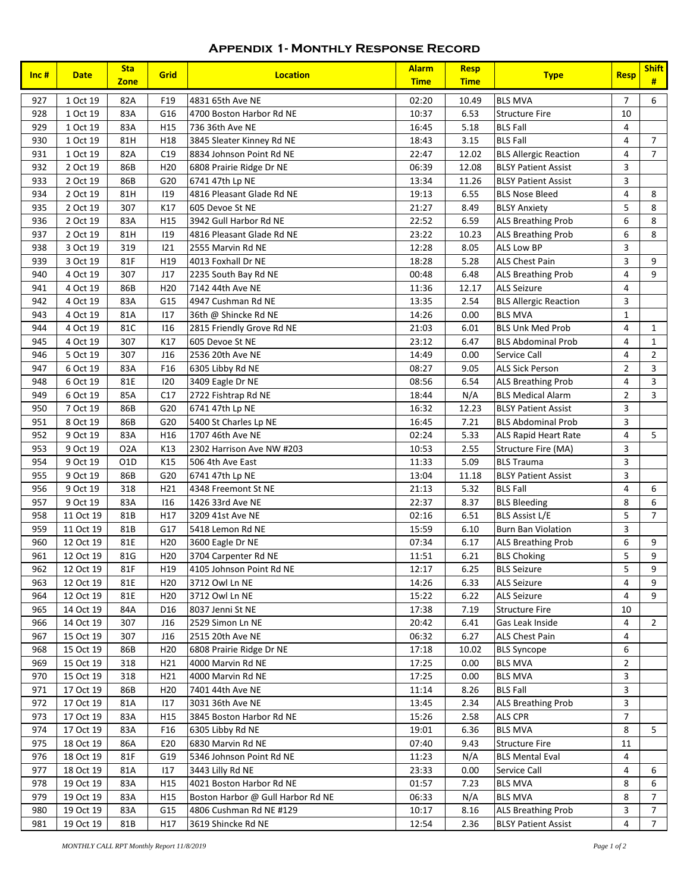## Appendix 1- Monthly Response Record

| Inc # | Date | Sta Zone | Grid | Location | Alarm Time | Resp Time | Type | Resp | Shift # |
|---|---|---|---|---|---|---|---|---|---|
| 927 | 1 Oct 19 | 82A | F19 | 4831 65th Ave NE | 02:20 | 10.49 | BLS MVA | 7 | 6 |
| 928 | 1 Oct 19 | 83A | G16 | 4700 Boston Harbor Rd NE | 10:37 | 6.53 | Structure Fire | 10 | |
| 929 | 1 Oct 19 | 83A | H15 | 736 36th Ave NE | 16:45 | 5.18 | BLS Fall | 4 | |
| 930 | 1 Oct 19 | 81H | H18 | 3845 Sleater Kinney Rd NE | 18:43 | 3.15 | BLS Fall | 4 | 7 |
| 931 | 1 Oct 19 | 82A | C19 | 8834 Johnson Point Rd NE | 22:47 | 12.02 | BLS Allergic Reaction | 4 | 7 |
| 932 | 2 Oct 19 | 86B | H20 | 6808 Prairie Ridge Dr NE | 06:39 | 12.08 | BLSY Patient Assist | 3 | |
| 933 | 2 Oct 19 | 86B | G20 | 6741 47th Lp NE | 13:34 | 11.26 | BLSY Patient Assist | 3 | |
| 934 | 2 Oct 19 | 81H | I19 | 4816 Pleasant Glade Rd NE | 19:13 | 6.55 | BLS Nose Bleed | 4 | 8 |
| 935 | 2 Oct 19 | 307 | K17 | 605 Devoe St NE | 21:27 | 8.49 | BLSY Anxiety | 5 | 8 |
| 936 | 2 Oct 19 | 83A | H15 | 3942 Gull Harbor Rd NE | 22:52 | 6.59 | ALS Breathing Prob | 6 | 8 |
| 937 | 2 Oct 19 | 81H | I19 | 4816 Pleasant Glade Rd NE | 23:22 | 10.23 | ALS Breathing Prob | 6 | 8 |
| 938 | 3 Oct 19 | 319 | I21 | 2555 Marvin Rd NE | 12:28 | 8.05 | ALS Low BP | 3 | |
| 939 | 3 Oct 19 | 81F | H19 | 4013 Foxhall Dr NE | 18:28 | 5.28 | ALS Chest Pain | 3 | 9 |
| 940 | 4 Oct 19 | 307 | J17 | 2235 South Bay Rd NE | 00:48 | 6.48 | ALS Breathing Prob | 4 | 9 |
| 941 | 4 Oct 19 | 86B | H20 | 7142 44th Ave NE | 11:36 | 12.17 | ALS Seizure | 4 | |
| 942 | 4 Oct 19 | 83A | G15 | 4947 Cushman Rd NE | 13:35 | 2.54 | BLS Allergic Reaction | 3 | |
| 943 | 4 Oct 19 | 81A | I17 | 36th @ Shincke Rd NE | 14:26 | 0.00 | BLS MVA | 1 | |
| 944 | 4 Oct 19 | 81C | I16 | 2815 Friendly Grove Rd NE | 21:03 | 6.01 | BLS Unk Med Prob | 4 | 1 |
| 945 | 4 Oct 19 | 307 | K17 | 605 Devoe St NE | 23:12 | 6.47 | BLS Abdominal Prob | 4 | 1 |
| 946 | 5 Oct 19 | 307 | J16 | 2536 20th Ave NE | 14:49 | 0.00 | Service Call | 4 | 2 |
| 947 | 6 Oct 19 | 83A | F16 | 6305 Libby Rd NE | 08:27 | 9.05 | ALS Sick Person | 2 | 3 |
| 948 | 6 Oct 19 | 81E | I20 | 3409 Eagle Dr NE | 08:56 | 6.54 | ALS Breathing Prob | 4 | 3 |
| 949 | 6 Oct 19 | 85A | C17 | 2722 Fishtrap Rd NE | 18:44 | N/A | BLS Medical Alarm | 2 | 3 |
| 950 | 7 Oct 19 | 86B | G20 | 6741 47th Lp NE | 16:32 | 12.23 | BLSY Patient Assist | 3 | |
| 951 | 8 Oct 19 | 86B | G20 | 5400 St Charles Lp NE | 16:45 | 7.21 | BLS Abdominal Prob | 3 | |
| 952 | 9 Oct 19 | 83A | H16 | 1707 46th Ave NE | 02:24 | 5.33 | ALS Rapid Heart Rate | 4 | 5 |
| 953 | 9 Oct 19 | O2A | K13 | 2302 Harrison Ave NW #203 | 10:53 | 2.55 | Structure Fire (MA) | 3 | |
| 954 | 9 Oct 19 | O1D | K15 | 506 4th Ave East | 11:33 | 5.09 | BLS Trauma | 3 | |
| 955 | 9 Oct 19 | 86B | G20 | 6741 47th Lp NE | 13:04 | 11.18 | BLSY Patient Assist | 3 | |
| 956 | 9 Oct 19 | 318 | H21 | 4348 Freemont St NE | 21:13 | 5.32 | BLS Fall | 4 | 6 |
| 957 | 9 Oct 19 | 83A | I16 | 1426 33rd Ave NE | 22:37 | 8.37 | BLS Bleeding | 8 | 6 |
| 958 | 11 Oct 19 | 81B | H17 | 3209 41st Ave NE | 02:16 | 6.51 | BLS Assist L/E | 5 | 7 |
| 959 | 11 Oct 19 | 81B | G17 | 5418 Lemon Rd NE | 15:59 | 6.10 | Burn Ban Violation | 3 | |
| 960 | 12 Oct 19 | 81E | H20 | 3600 Eagle Dr NE | 07:34 | 6.17 | ALS Breathing Prob | 6 | 9 |
| 961 | 12 Oct 19 | 81G | H20 | 3704 Carpenter Rd NE | 11:51 | 6.21 | BLS Choking | 5 | 9 |
| 962 | 12 Oct 19 | 81F | H19 | 4105 Johnson Point Rd NE | 12:17 | 6.25 | BLS Seizure | 5 | 9 |
| 963 | 12 Oct 19 | 81E | H20 | 3712 Owl Ln NE | 14:26 | 6.33 | ALS Seizure | 4 | 9 |
| 964 | 12 Oct 19 | 81E | H20 | 3712 Owl Ln NE | 15:22 | 6.22 | ALS Seizure | 4 | 9 |
| 965 | 14 Oct 19 | 84A | D16 | 8037 Jenni St NE | 17:38 | 7.19 | Structure Fire | 10 | |
| 966 | 14 Oct 19 | 307 | J16 | 2529 Simon Ln NE | 20:42 | 6.41 | Gas Leak Inside | 4 | 2 |
| 967 | 15 Oct 19 | 307 | J16 | 2515 20th Ave NE | 06:32 | 6.27 | ALS Chest Pain | 4 | |
| 968 | 15 Oct 19 | 86B | H20 | 6808 Prairie Ridge Dr NE | 17:18 | 10.02 | BLS Syncope | 6 | |
| 969 | 15 Oct 19 | 318 | H21 | 4000 Marvin Rd NE | 17:25 | 0.00 | BLS MVA | 2 | |
| 970 | 15 Oct 19 | 318 | H21 | 4000 Marvin Rd NE | 17:25 | 0.00 | BLS MVA | 3 | |
| 971 | 17 Oct 19 | 86B | H20 | 7401 44th Ave NE | 11:14 | 8.26 | BLS Fall | 3 | |
| 972 | 17 Oct 19 | 81A | I17 | 3031 36th Ave NE | 13:45 | 2.34 | ALS Breathing Prob | 3 | |
| 973 | 17 Oct 19 | 83A | H15 | 3845 Boston Harbor Rd NE | 15:26 | 2.58 | ALS CPR | 7 | |
| 974 | 17 Oct 19 | 83A | F16 | 6305 Libby Rd NE | 19:01 | 6.36 | BLS MVA | 8 | 5 |
| 975 | 18 Oct 19 | 86A | E20 | 6830 Marvin Rd NE | 07:40 | 9.43 | Structure Fire | 11 | |
| 976 | 18 Oct 19 | 81F | G19 | 5346 Johnson Point Rd NE | 11:23 | N/A | BLS Mental Eval | 4 | |
| 977 | 18 Oct 19 | 81A | I17 | 3443 Lilly Rd NE | 23:33 | 0.00 | Service Call | 4 | 6 |
| 978 | 19 Oct 19 | 83A | H15 | 4021 Boston Harbor Rd NE | 01:57 | 7.23 | BLS MVA | 8 | 6 |
| 979 | 19 Oct 19 | 83A | H15 | Boston Harbor @ Gull Harbor Rd NE | 06:33 | N/A | BLS MVA | 8 | 7 |
| 980 | 19 Oct 19 | 83A | G15 | 4806 Cushman Rd NE #129 | 10:17 | 8.16 | ALS Breathing Prob | 3 | 7 |
| 981 | 19 Oct 19 | 81B | H17 | 3619 Shincke Rd NE | 12:54 | 2.36 | BLSY Patient Assist | 4 | 7 |

*MONTHLY CALL RPT Monthly Report 11/8/2019*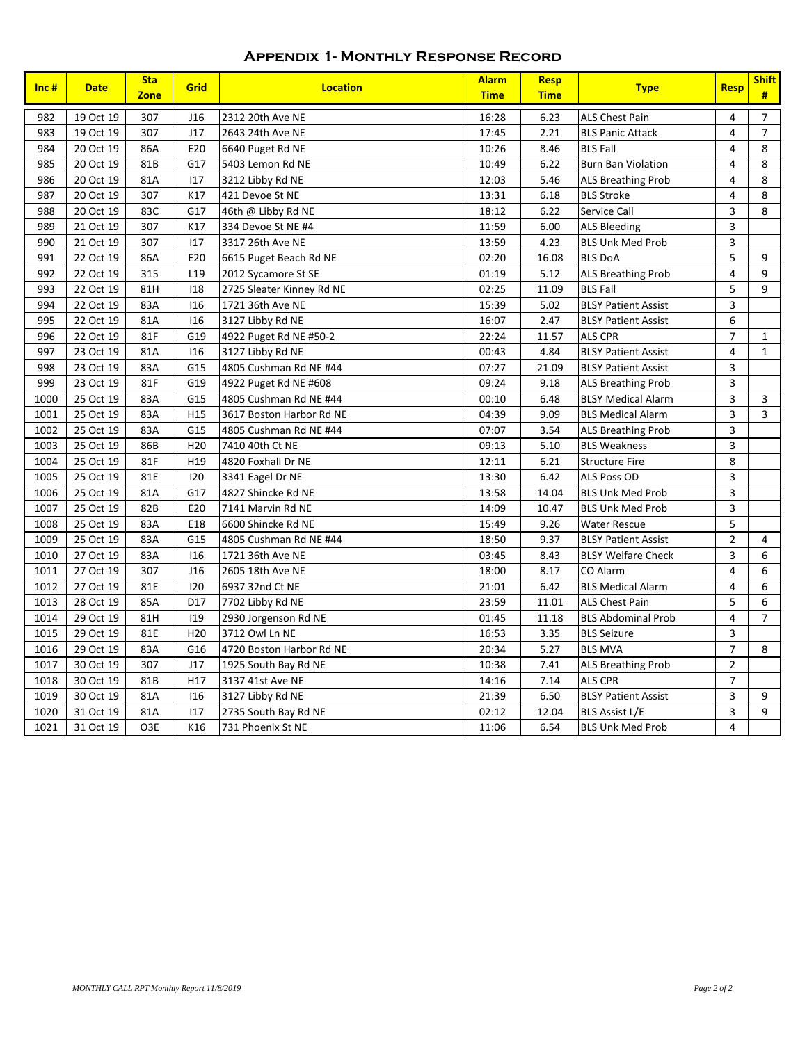## Appendix 1- Monthly Response Record

| Inc # | Date | Sta Zone | Grid | Location | Alarm Time | Resp Time | Type | Resp | Shift # |
|---|---|---|---|---|---|---|---|---|---|
| 982 | 19 Oct 19 | 307 | J16 | 2312 20th Ave NE | 16:28 | 6.23 | ALS Chest Pain | 4 | 7 |
| 983 | 19 Oct 19 | 307 | J17 | 2643 24th Ave NE | 17:45 | 2.21 | BLS Panic Attack | 4 | 7 |
| 984 | 20 Oct 19 | 86A | E20 | 6640 Puget Rd NE | 10:26 | 8.46 | BLS Fall | 4 | 8 |
| 985 | 20 Oct 19 | 81B | G17 | 5403 Lemon Rd NE | 10:49 | 6.22 | Burn Ban Violation | 4 | 8 |
| 986 | 20 Oct 19 | 81A | I17 | 3212 Libby Rd NE | 12:03 | 5.46 | ALS Breathing Prob | 4 | 8 |
| 987 | 20 Oct 19 | 307 | K17 | 421 Devoe St NE | 13:31 | 6.18 | BLS Stroke | 4 | 8 |
| 988 | 20 Oct 19 | 83C | G17 | 46th @ Libby Rd NE | 18:12 | 6.22 | Service Call | 3 | 8 |
| 989 | 21 Oct 19 | 307 | K17 | 334 Devoe St NE #4 | 11:59 | 6.00 | ALS Bleeding | 3 | |
| 990 | 21 Oct 19 | 307 | I17 | 3317 26th Ave NE | 13:59 | 4.23 | BLS Unk Med Prob | 3 | |
| 991 | 22 Oct 19 | 86A | E20 | 6615 Puget Beach Rd NE | 02:20 | 16.08 | BLS DoA | 5 | 9 |
| 992 | 22 Oct 19 | 315 | L19 | 2012 Sycamore St SE | 01:19 | 5.12 | ALS Breathing Prob | 4 | 9 |
| 993 | 22 Oct 19 | 81H | I18 | 2725 Sleater Kinney Rd NE | 02:25 | 11.09 | BLS Fall | 5 | 9 |
| 994 | 22 Oct 19 | 83A | I16 | 1721 36th Ave NE | 15:39 | 5.02 | BLSY Patient Assist | 3 | |
| 995 | 22 Oct 19 | 81A | I16 | 3127 Libby Rd NE | 16:07 | 2.47 | BLSY Patient Assist | 6 | |
| 996 | 22 Oct 19 | 81F | G19 | 4922 Puget Rd NE #50-2 | 22:24 | 11.57 | ALS CPR | 7 | 1 |
| 997 | 23 Oct 19 | 81A | I16 | 3127 Libby Rd NE | 00:43 | 4.84 | BLSY Patient Assist | 4 | 1 |
| 998 | 23 Oct 19 | 83A | G15 | 4805 Cushman Rd NE #44 | 07:27 | 21.09 | BLSY Patient Assist | 3 | |
| 999 | 23 Oct 19 | 81F | G19 | 4922 Puget Rd NE #608 | 09:24 | 9.18 | ALS Breathing Prob | 3 | |
| 1000 | 25 Oct 19 | 83A | G15 | 4805 Cushman Rd NE #44 | 00:10 | 6.48 | BLSY Medical Alarm | 3 | 3 |
| 1001 | 25 Oct 19 | 83A | H15 | 3617 Boston Harbor Rd NE | 04:39 | 9.09 | BLS Medical Alarm | 3 | 3 |
| 1002 | 25 Oct 19 | 83A | G15 | 4805 Cushman Rd NE #44 | 07:07 | 3.54 | ALS Breathing Prob | 3 | |
| 1003 | 25 Oct 19 | 86B | H20 | 7410 40th Ct NE | 09:13 | 5.10 | BLS Weakness | 3 | |
| 1004 | 25 Oct 19 | 81F | H19 | 4820 Foxhall Dr NE | 12:11 | 6.21 | Structure Fire | 8 | |
| 1005 | 25 Oct 19 | 81E | I20 | 3341 Eagel Dr NE | 13:30 | 6.42 | ALS Poss OD | 3 | |
| 1006 | 25 Oct 19 | 81A | G17 | 4827 Shincke Rd NE | 13:58 | 14.04 | BLS Unk Med Prob | 3 | |
| 1007 | 25 Oct 19 | 82B | E20 | 7141 Marvin Rd NE | 14:09 | 10.47 | BLS Unk Med Prob | 3 | |
| 1008 | 25 Oct 19 | 83A | E18 | 6600 Shincke Rd NE | 15:49 | 9.26 | Water Rescue | 5 | |
| 1009 | 25 Oct 19 | 83A | G15 | 4805 Cushman Rd NE #44 | 18:50 | 9.37 | BLSY Patient Assist | 2 | 4 |
| 1010 | 27 Oct 19 | 83A | I16 | 1721 36th Ave NE | 03:45 | 8.43 | BLSY Welfare Check | 3 | 6 |
| 1011 | 27 Oct 19 | 307 | J16 | 2605 18th Ave NE | 18:00 | 8.17 | CO Alarm | 4 | 6 |
| 1012 | 27 Oct 19 | 81E | I20 | 6937 32nd Ct NE | 21:01 | 6.42 | BLS Medical Alarm | 4 | 6 |
| 1013 | 28 Oct 19 | 85A | D17 | 7702 Libby Rd NE | 23:59 | 11.01 | ALS Chest Pain | 5 | 6 |
| 1014 | 29 Oct 19 | 81H | I19 | 2930 Jorgenson Rd NE | 01:45 | 11.18 | BLS Abdominal Prob | 4 | 7 |
| 1015 | 29 Oct 19 | 81E | H20 | 3712 Owl Ln NE | 16:53 | 3.35 | BLS Seizure | 3 | |
| 1016 | 29 Oct 19 | 83A | G16 | 4720 Boston Harbor Rd NE | 20:34 | 5.27 | BLS MVA | 7 | 8 |
| 1017 | 30 Oct 19 | 307 | J17 | 1925 South Bay Rd NE | 10:38 | 7.41 | ALS Breathing Prob | 2 | |
| 1018 | 30 Oct 19 | 81B | H17 | 3137 41st Ave NE | 14:16 | 7.14 | ALS CPR | 7 | |
| 1019 | 30 Oct 19 | 81A | I16 | 3127 Libby Rd NE | 21:39 | 6.50 | BLSY Patient Assist | 3 | 9 |
| 1020 | 31 Oct 19 | 81A | I17 | 2735 South Bay Rd NE | 02:12 | 12.04 | BLS Assist L/E | 3 | 9 |
| 1021 | 31 Oct 19 | O3E | K16 | 731 Phoenix St NE | 11:06 | 6.54 | BLS Unk Med Prob | 4 | |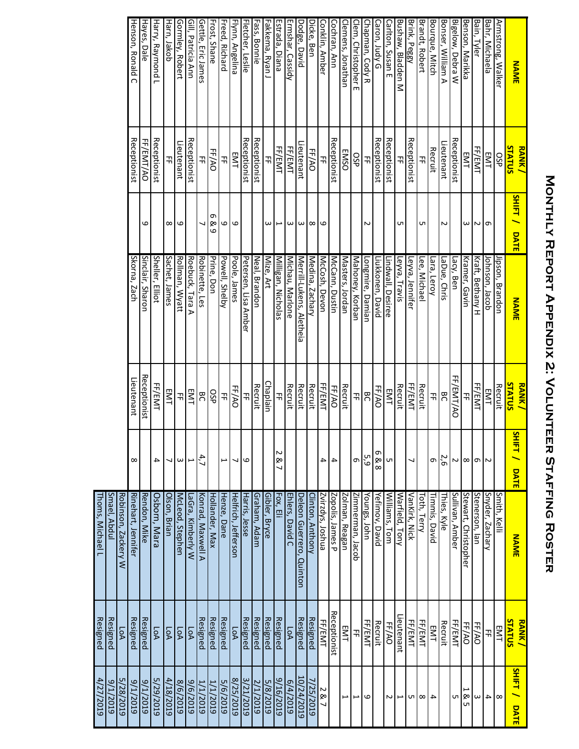# Monthly Report Appendix 2: Volunteer Staffing Roster

| NAME | RANK / STATUS | SHIFT / DATE | NAME | RANK / STATUS | SHIFT / DATE | NAME | RANK / STATUS | SHIFT / DATE |
|---|---|---|---|---|---|---|---|---|
| Armstrong, Walker | OSP | | Jipson, Brandon | Recruit | | Smith, Kelli | EMT | 8 |
| Bahr, Michaela | EMT | 6 | Johnson, Jacob | EMT | 2 | Snyder, Zachary | FF | 4 |
| Bain, Tyler | FF/EMT | 2 | Kraft, Bethany H | FF/EMT | 6 | Stenerson, Ian | FF/AO | 3 |
| Benson, Marikka | EMT | 3 | Kramer, Gavin | FF | 8 | Stewart, Christopher | FF/AO | 1 & 5 |
| Bigelow, Debra W | Receptionist | | Lacy, Ben | FF/EMT/AO | 2 | Sullivan, Amber | FF/EMT | 5 |
| Bonser, William A | Lieutenant | 2 | LaDue, Chris | BC | 2,6 | Thies, Kyle | Recruit | |
| Bourque, Mitch | Recruit | | Lara, Leroy | FF | 6 | Timmis, David | EMT | 4 |
| Brandt, Robert | FF | 5 | Lee, Michael | Recruit | | Toth, Terry | FF/EMT | 8 |
| Brink, Peggy | Receptionist | | Leyva, Jennifer | FF/EMT | 7 | VanKirk, Nick | FF/EMT | 5 |
| Bushaw, Bladen M | FF | 5 | Leyva, Travis | Recruit | | Warfield, Tony | Lieutenant | 1 |
| Carlton, Susan E | Receptionist | | Lindwall, Desiree | EMT | 5 | Williams, Tom | FF/AO | 2 |
| Caron, Judy G | Receptionist | | Liukkonen, David | FF/AO | 6 & 8 | Yefimov, David | Recruit | |
| Chapman, Cody R | FF | 2 | Longmire, Damian | BC | 5,9 | Youngs, John | FF/EMT | 9 |
| Clem, Christopher E | OSP | | Mahoney, Korban | FF | 6 | Zimmerman, Jacob | FF | 1 |
| Clemens, Jonathan | EMSO | | Masters, Jordan | Recruit | | Zolman, Reagan | EMT | 1 |
| Cochran, Ann | Receptionist | | McCann, Dustin | FF/AO | 4 | Zopolis, James P | Receptionist | |
| Conklin, Amber | FF | 9 | McCosh, Devon | FF/EMT | 4 | Zvirzdys, Joshua | FF/EMT | 2 & 7 |
| Dicke, Ben | FF/AO | 8 | Medina, Zachary | Recruit | | Clinton, Anthony | Resigned | 7/25/2019 |
| Dodge, David | Lieutenant | 3 | Merrill-Lukens, Aletheia | Recruit | | Deleon Guerrero, Quinton | Resigned | 10/24/2019 |
| Ermshar, Cassidy | FF/EMT | 3 | Michau, Marlone | Recruit | | Ehlers, David C | LoA | 6/4/2019 |
| Estrada, Diana | FF/EMT | 1 | Milligan, Nicholas | FF | 2 & 7 | Fox, Eli | Resigned | 9/16/2019 |
| Fakkema, Ryan J | FF | 3 | Mize, Art | Chaplain | | Gibler, Bryce | Resigned | 5/8/2019 |
| Fass, Bonnie | Receptionist | | Neal, Brandon | Recruit | | Graham, Adam | Resigned | 2/1/2019 |
| Fletcher, Leslie | Receptionist | | Petersen, Lisa Amber | FF | 9 | Harris, Jesse | Resigned | 3/21/2019 |
| Flynn, Angelina | EMT | 9 | Poole, James | FF/AO | 7 | Helfrich, Jefferson | LoA | 8/25/2019 |
| Freed, Richard | | 9 | Powell, Shelby | FF | 1 | Henze, Dane | Resigned | 5/6/2019 |
| Frost, Shane | FF/AO | 6 & 9 | Prine, Don | OSP | | Hollander, Max | Resigned | 1/1/2019 |
| Gettle, Eric James | FF | 7 | Robinette, Les | BC | 4,7 | Konrad, Maxwell A | Resigned | 1/1/2019 |
| Gill, Patricia Ann | Receptionist | | Roebuck, Tara A | EMT | 1 | LaGra, Kimberly W | LoA | 9/6/2019 |
| Gormley, Robert | Lieutenant | 9 | Rollman, Wyatt | FF | 3 | McLeod, Stephen | LoA | 8/6/2019 |
| Harn, Jakob | FF | 8 | Sachet, James | EMT | 7 | Olson, Brian | LoA | 4/18/2019 |
| Harry, Raymond L | Receptionist | | Sheller, Elliot | FF/EMT | 4 | Osborn, Mara | LoA | 5/29/2019 |
| Hayes, Dale | FF/EMT/AO | 9 | Sinclair, Sharon | Receptionist | | Rendon, Mike | Resigned | 9/1/2019 |
| Henson, Ronald C | Receptionist | | Skorna, Zach | Lieutenant | 8 | Rinehart, Jennifer | Resigned | 9/1/2019 |
| | | | | | | Robinson, Zackery W | LoA | 5/28/2019 |
| | | | | | | Smael, Abdul | Resigned | 9/1/2019 |
| | | | | | | Thoms, Michael L | Resigned | 4/27/2019 |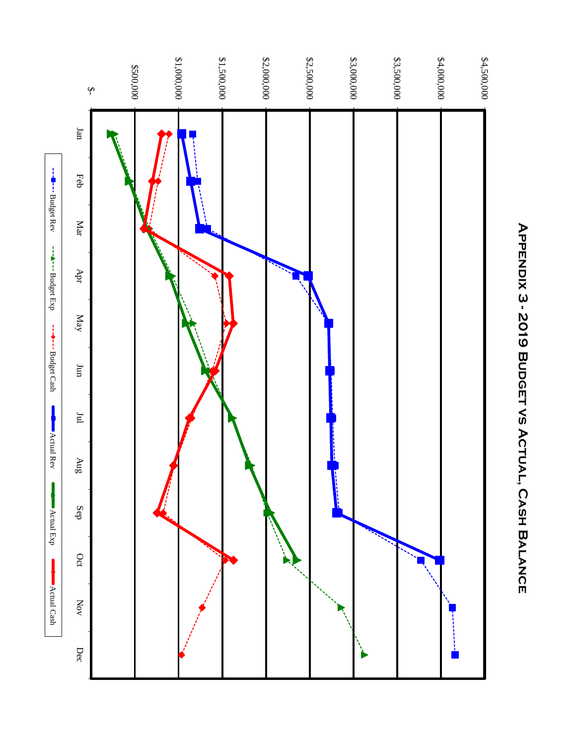# Appendix 3 - 2019 Budget vs Actual, Cash Balance

$4,500,000
$4,000,000
$3,500,000
$3,000,000
$2,500,000
$2,000,000
$1,500,000
$1,000,000
$500,000
$-

Jan
Feb
Mar
Apr
May
Jun
Jul
Aug
Sep
Oct
Nov
Dec

Budget Rev
Budget Exp
Budget Cash
Actual Rev
Actual Exp
Actual Cash